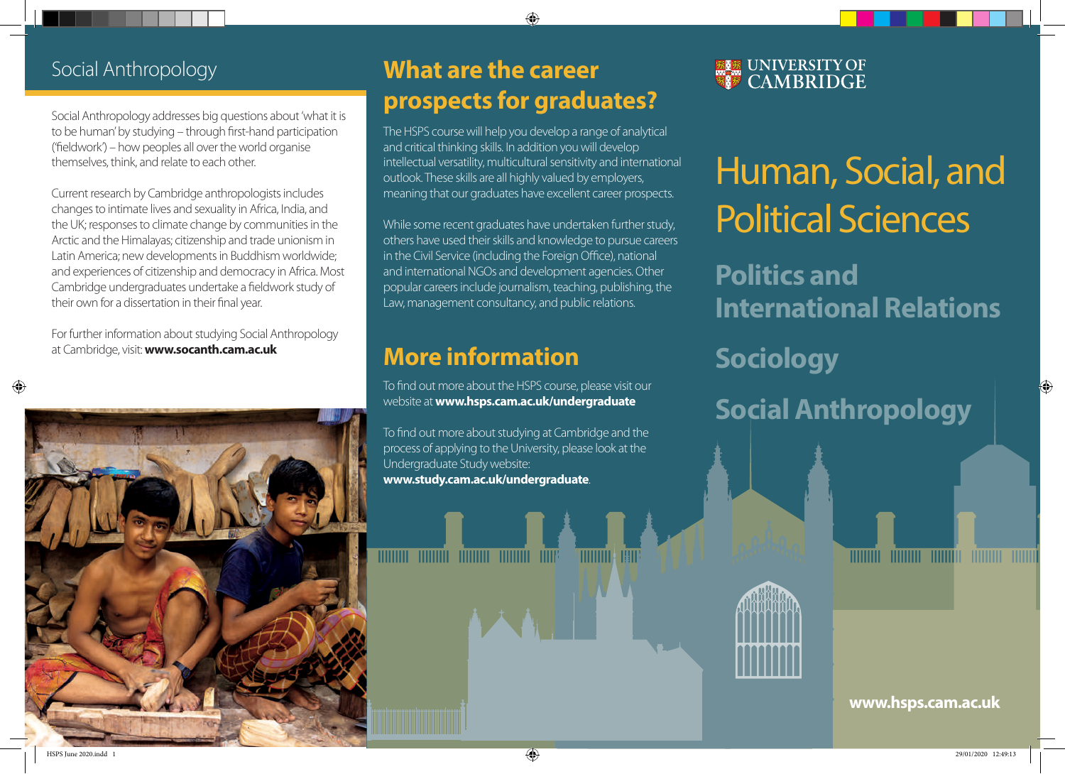## Social Anthropology

Social Anthropology addresses big questions about 'what it is to be human' by studying – through first-hand participation ('fieldwork') – how peoples all over the world organise themselves, think, and relate to each other.

Current research by Cambridge anthropologists includes changes to intimate lives and sexuality in Africa, India, and the UK; responses to climate change by communities in the Arctic and the Himalayas; citizenship and trade unionism in Latin America; new developments in Buddhism worldwide; and experiences of citizenship and democracy in Africa. Most Cambridge undergraduates undertake a fieldwork study of their own for a dissertation in their final year.

For further information about studying Social Anthropology at Cambridge, visit: **www.socanth.cam.ac.uk**

## What are the career prospects for graduates?

The HSPS course will help you develop a range of analytical and critical thinking skills. In addition you will develop intellectual versatility, multicultural sensitivity and international outlook. These skills are all highly valued by employers, meaning that our graduates have excellent career prospects.

While some recent graduates have undertaken further study, others have used their skills and knowledge to pursue careers in the Civil Service (including the Foreign Office), national and international NGOs and development agencies. Other popular careers include journalism, teaching, publishing, the Law, management consultancy, and public relations.

## More information

To find out more about the HSPS course, please visit our website at **www.hsps.cam.ac.uk/undergraduate**

To find out more about studying at Cambridge and the process of applying to the University, please look at the Undergraduate Study website: **www.study.cam.ac.uk/undergraduate**.

UNIVERSITY OF CAMBRIDGE

# Human, Social, and Political Sciences

## Politics and International Relations

## Sociology

## Social Anthropology

**www.hsps.cam.ac.uk**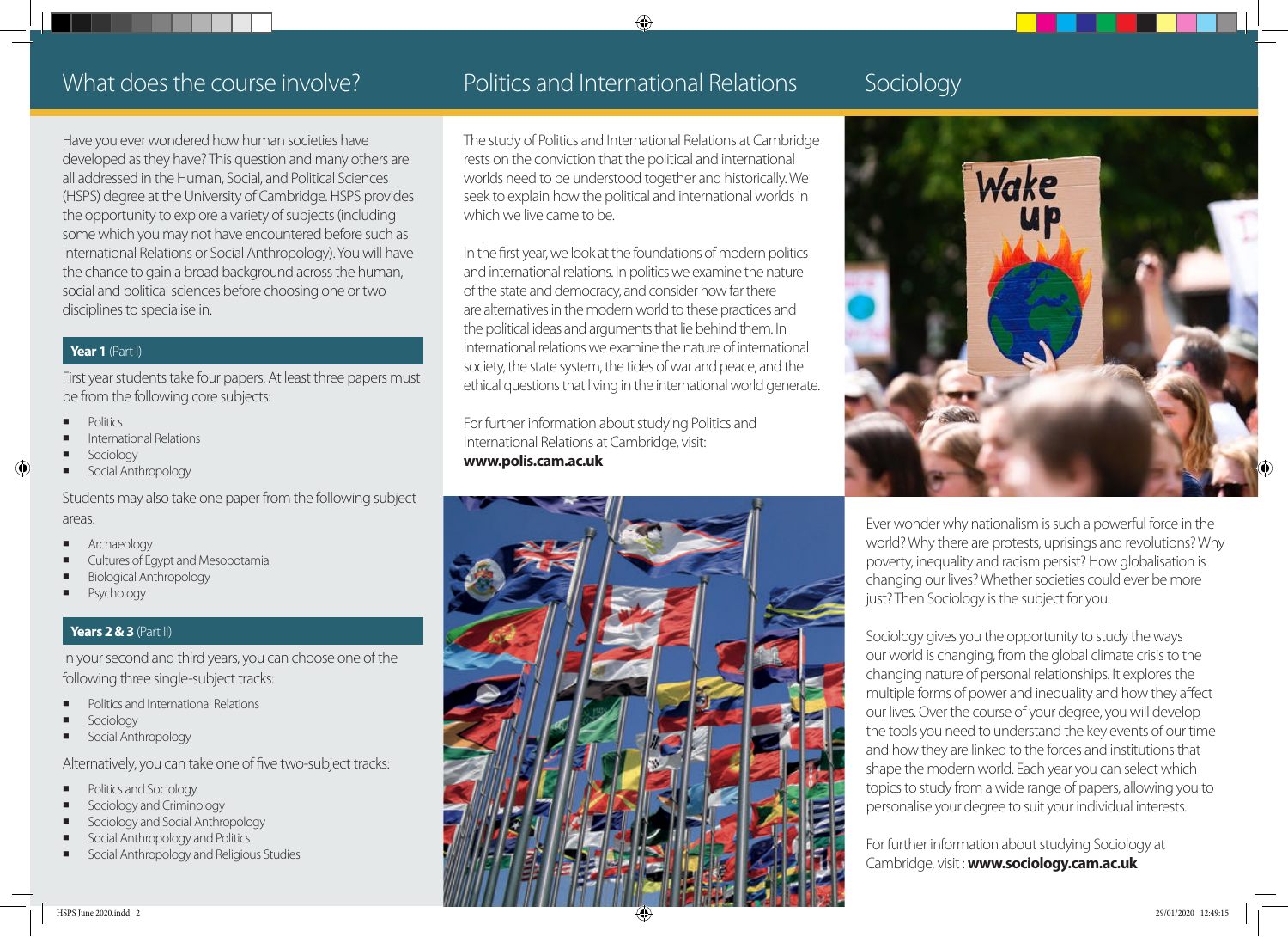## What does the course involve?

Have you ever wondered how human societies have developed as they have? This question and many others are all addressed in the Human, Social, and Political Sciences (HSPS) degree at the University of Cambridge. HSPS provides the opportunity to explore a variety of subjects (including some which you may not have encountered before such as International Relations or Social Anthropology). You will have the chance to gain a broad background across the human, social and political sciences before choosing one or two disciplines to specialise in.

### **Year 1** (Part I)

First year students take four papers. At least three papers must be from the following core subjects:

- Politics
- International Relations
- Sociology
- Social Anthropology

Students may also take one paper from the following subject areas:

- Archaeology
- Cultures of Egypt and Mesopotamia
- Biological Anthropology
- Psychology

### **Years 2 & 3** (Part II)

In your second and third years, you can choose one of the following three single-subject tracks:

- Politics and International Relations
- Sociology
- Social Anthropology

Alternatively, you can take one of five two-subject tracks:

- Politics and Sociology
- Sociology and Criminology
- Sociology and Social Anthropology
- Social Anthropology and Politics
- Social Anthropology and Religious Studies

## Politics and International Relations

The study of Politics and International Relations at Cambridge rests on the conviction that the political and international worlds need to be understood together and historically. We seek to explain how the political and international worlds in which we live came to be.

In the first year, we look at the foundations of modern politics and international relations. In politics we examine the nature of the state and democracy, and consider how far there are alternatives in the modern world to these practices and the political ideas and arguments that lie behind them. In international relations we examine the nature of international society, the state system, the tides of war and peace, and the ethical questions that living in the international world generate.

For further information about studying Politics and International Relations at Cambridge, visit:
**www.polis.cam.ac.uk**

## Sociology

Ever wonder why nationalism is such a powerful force in the world? Why there are protests, uprisings and revolutions? Why poverty, inequality and racism persist? How globalisation is changing our lives? Whether societies could ever be more just? Then Sociology is the subject for you.

Sociology gives you the opportunity to study the ways our world is changing, from the global climate crisis to the changing nature of personal relationships. It explores the multiple forms of power and inequality and how they affect our lives. Over the course of your degree, you will develop the tools you need to understand the key events of our time and how they are linked to the forces and institutions that shape the modern world. Each year you can select which topics to study from a wide range of papers, allowing you to personalise your degree to suit your individual interests.

For further information about studying Sociology at Cambridge, visit : **www.sociology.cam.ac.uk**